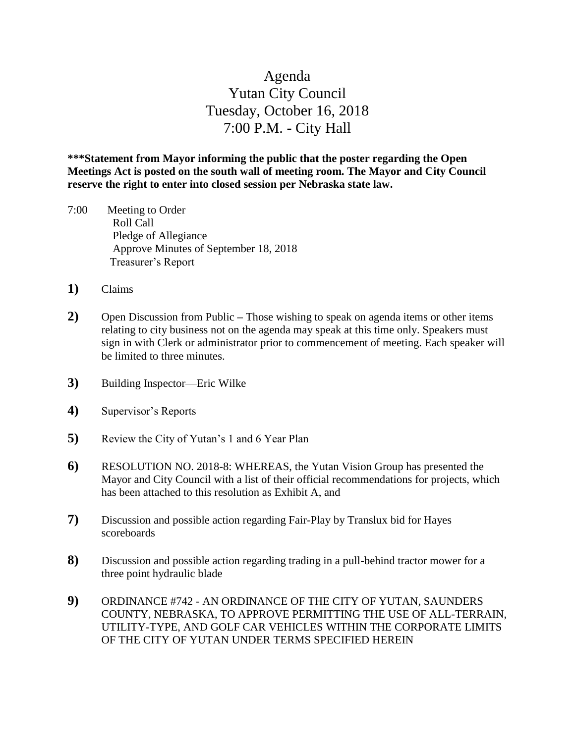# Agenda
## Yutan City Council
## Tuesday, October 16, 2018
## 7:00 P.M. - City Hall

**\*\*\*Statement from Mayor informing the public that the poster regarding the Open Meetings Act is posted on the south wall of meeting room. The Mayor and City Council reserve the right to enter into closed session per Nebraska state law.**

7:00 Meeting to Order
- Roll Call
- Pledge of Allegiance
- Approve Minutes of September 18, 2018
- Treasurer's Report

**1)** Claims

**2)** Open Discussion from Public – Those wishing to speak on agenda items or other items relating to city business not on the agenda may speak at this time only. Speakers must sign in with Clerk or administrator prior to commencement of meeting. Each speaker will be limited to three minutes.

**3)** Building Inspector—Eric Wilke

**4)** Supervisor's Reports

**5)** Review the City of Yutan's 1 and 6 Year Plan

**6)** RESOLUTION NO. 2018-8: WHEREAS, the Yutan Vision Group has presented the Mayor and City Council with a list of their official recommendations for projects, which has been attached to this resolution as Exhibit A, and

**7)** Discussion and possible action regarding Fair-Play by Translux bid for Hayes scoreboards

**8)** Discussion and possible action regarding trading in a pull-behind tractor mower for a three point hydraulic blade

**9)** ORDINANCE #742 - AN ORDINANCE OF THE CITY OF YUTAN, SAUNDERS COUNTY, NEBRASKA, TO APPROVE PERMITTING THE USE OF ALL-TERRAIN, UTILITY-TYPE, AND GOLF CAR VEHICLES WITHIN THE CORPORATE LIMITS OF THE CITY OF YUTAN UNDER TERMS SPECIFIED HEREIN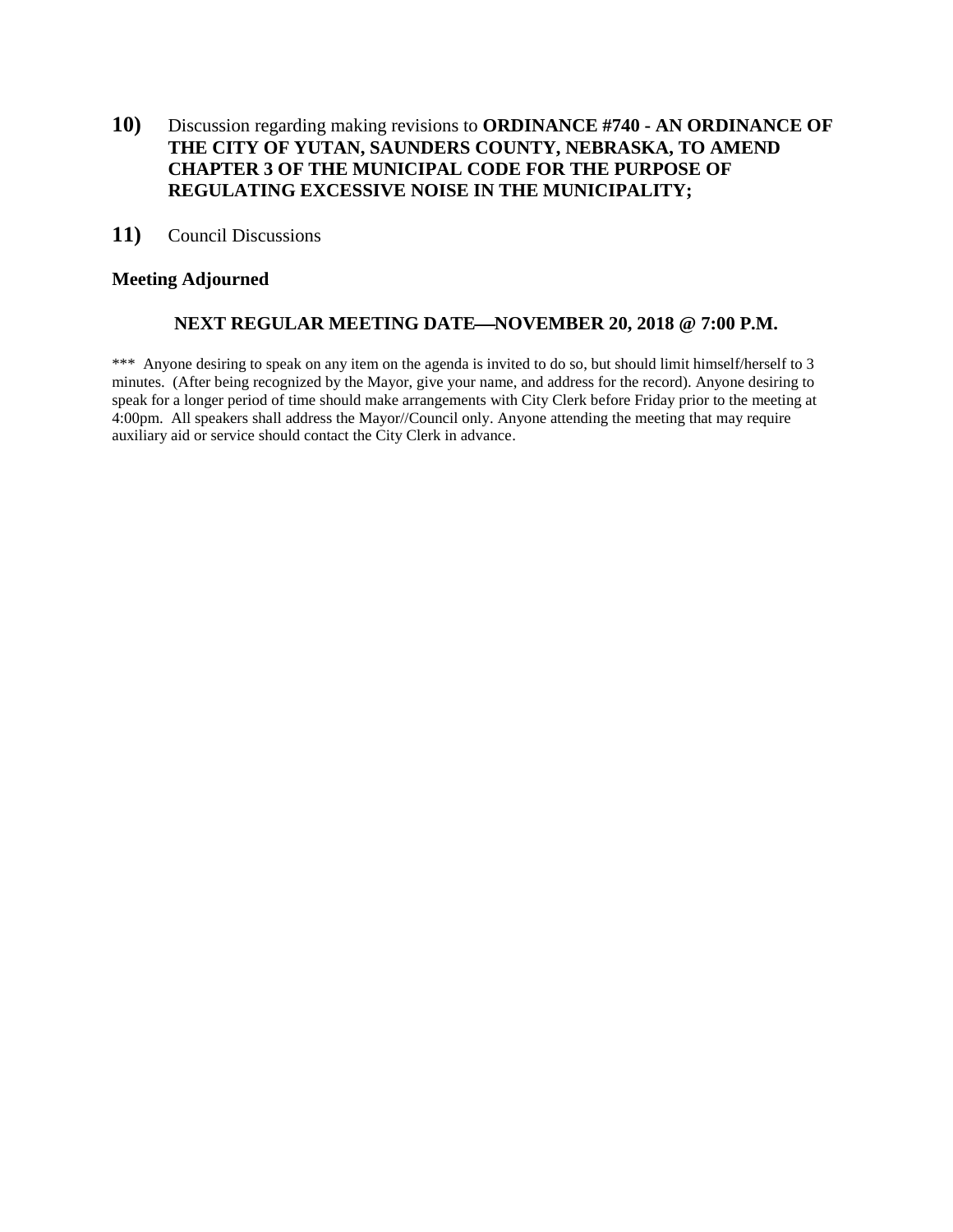**10)** Discussion regarding making revisions to **ORDINANCE #740 - AN ORDINANCE OF THE CITY OF YUTAN, SAUNDERS COUNTY, NEBRASKA, TO AMEND CHAPTER 3 OF THE MUNICIPAL CODE FOR THE PURPOSE OF REGULATING EXCESSIVE NOISE IN THE MUNICIPALITY;**

**11)** Council Discussions

**Meeting Adjourned**

**NEXT REGULAR MEETING DATE—NOVEMBER 20, 2018 @ 7:00 P.M.**

*** Anyone desiring to speak on any item on the agenda is invited to do so, but should limit himself/herself to 3 minutes. (After being recognized by the Mayor, give your name, and address for the record). Anyone desiring to speak for a longer period of time should make arrangements with City Clerk before Friday prior to the meeting at 4:00pm. All speakers shall address the Mayor//Council only. Anyone attending the meeting that may require auxiliary aid or service should contact the City Clerk in advance.